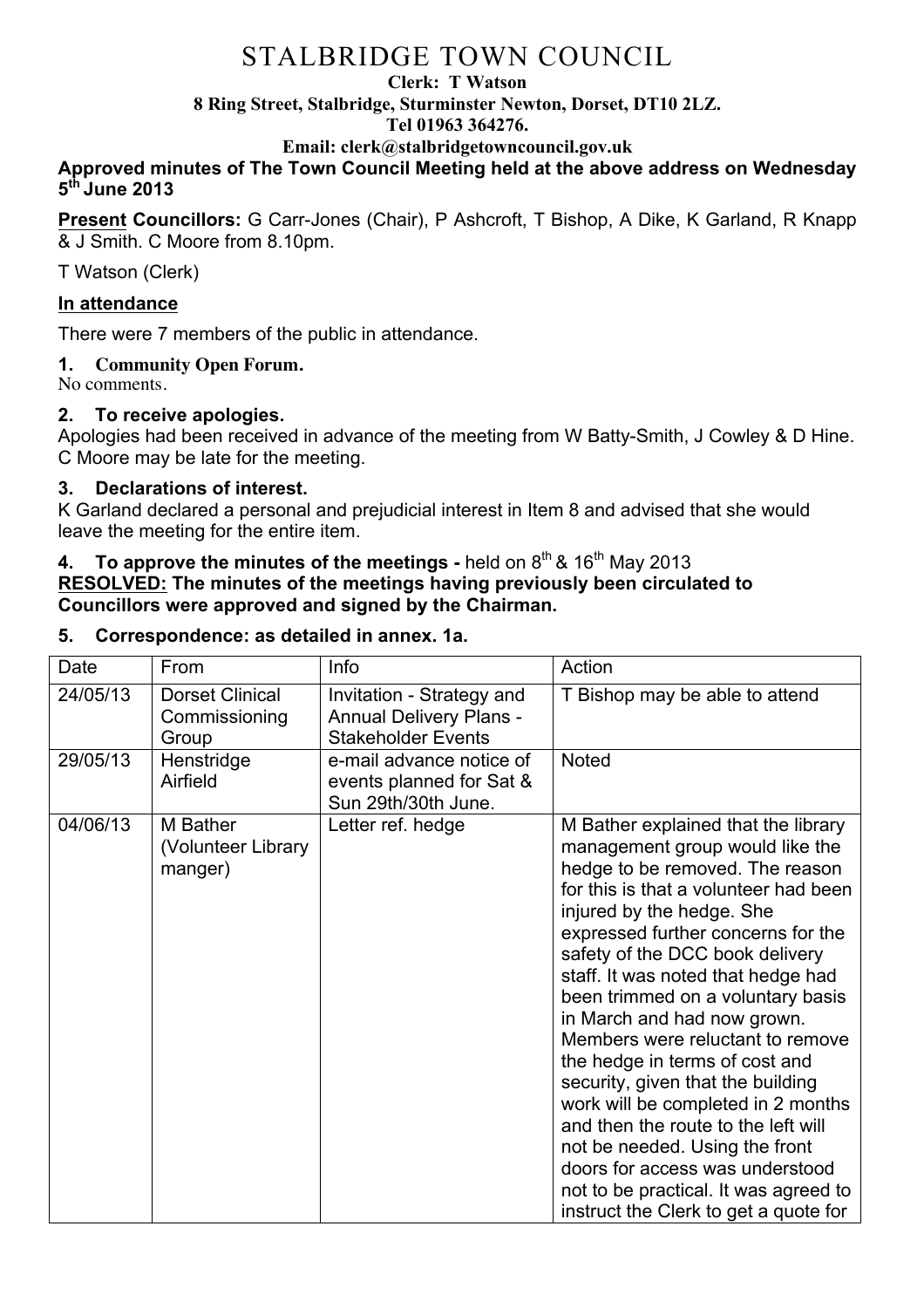# STALBRIDGE TOWN COUNCIL

**Clerk: T Watson**
**8 Ring Street, Stalbridge, Sturminster Newton, Dorset, DT10 2LZ.**
**Tel 01963 364276.**
**Email: clerk@stalbridgetowncouncil.gov.uk**

**Approved minutes of The Town Council Meeting held at the above address on Wednesday 5th June 2013**

**Present Councillors:** G Carr-Jones (Chair), P Ashcroft, T Bishop, A Dike, K Garland, R Knapp & J Smith. C Moore from 8.10pm.

T Watson (Clerk)

**In attendance**

There were 7 members of the public in attendance.

**1. Community Open Forum.**
No comments.

**2. To receive apologies.**
Apologies had been received in advance of the meeting from W Batty-Smith, J Cowley & D Hine. C Moore may be late for the meeting.

**3. Declarations of interest.**
K Garland declared a personal and prejudicial interest in Item 8 and advised that she would leave the meeting for the entire item.

**4. To approve the minutes of the meetings -** held on 8th & 16th May 2013
**RESOLVED: The minutes of the meetings having previously been circulated to Councillors were approved and signed by the Chairman.**

**5. Correspondence: as detailed in annex. 1a.**

| Date | From | Info | Action |
|---|---|---|---|
| 24/05/13 | Dorset Clinical Commissioning Group | Invitation - Strategy and Annual Delivery Plans - Stakeholder Events | T Bishop may be able to attend |
| 29/05/13 | Henstridge Airfield | e-mail advance notice of events planned for Sat & Sun 29th/30th June. | Noted |
| 04/06/13 | M Bather (Volunteer Library manger) | Letter ref. hedge | M Bather explained that the library management group would like the hedge to be removed. The reason for this is that a volunteer had been injured by the hedge. She expressed further concerns for the safety of the DCC book delivery staff. It was noted that hedge had been trimmed on a voluntary basis in March and had now grown. Members were reluctant to remove the hedge in terms of cost and security, given that the building work will be completed in 2 months and then the route to the left will not be needed. Using the front doors for access was understood not to be practical. It was agreed to instruct the Clerk to get a quote for |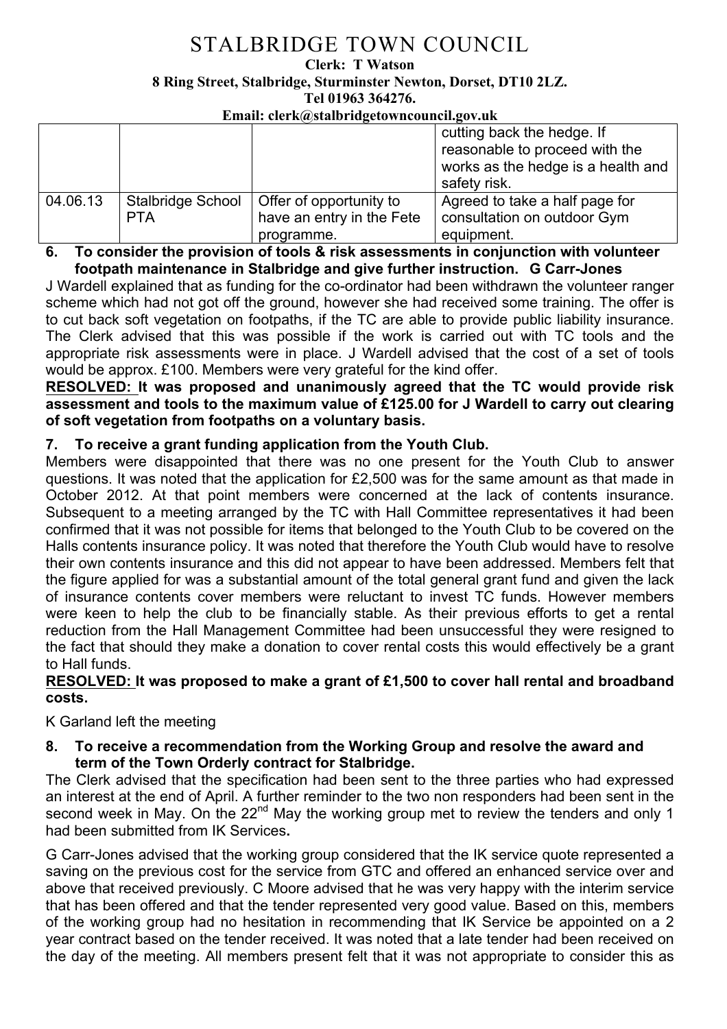# STALBRIDGE TOWN COUNCIL

**Clerk: T Watson**
**8 Ring Street, Stalbridge, Sturminster Newton, Dorset, DT10 2LZ.**
**Tel 01963 364276.**
**Email: clerk@stalbridgetowncouncil.gov.uk**

| | | | |
|---|---|---|---|
| | | | cutting back the hedge. If reasonable to proceed with the works as the hedge is a health and safety risk. |
| 04.06.13 | Stalbridge School PTA | Offer of opportunity to have an entry in the Fete programme. | Agreed to take a half page for consultation on outdoor Gym equipment. |

**6. To consider the provision of tools & risk assessments in conjunction with volunteer footpath maintenance in Stalbridge and give further instruction. G Carr-Jones**

J Wardell explained that as funding for the co-ordinator had been withdrawn the volunteer ranger scheme which had not got off the ground, however she had received some training. The offer is to cut back soft vegetation on footpaths, if the TC are able to provide public liability insurance. The Clerk advised that this was possible if the work is carried out with TC tools and the appropriate risk assessments were in place. J Wardell advised that the cost of a set of tools would be approx. £100. Members were very grateful for the kind offer.

**RESOLVED: It was proposed and unanimously agreed that the TC would provide risk assessment and tools to the maximum value of £125.00 for J Wardell to carry out clearing of soft vegetation from footpaths on a voluntary basis.**

**7. To receive a grant funding application from the Youth Club.**

Members were disappointed that there was no one present for the Youth Club to answer questions. It was noted that the application for £2,500 was for the same amount as that made in October 2012. At that point members were concerned at the lack of contents insurance. Subsequent to a meeting arranged by the TC with Hall Committee representatives it had been confirmed that it was not possible for items that belonged to the Youth Club to be covered on the Halls contents insurance policy. It was noted that therefore the Youth Club would have to resolve their own contents insurance and this did not appear to have been addressed. Members felt that the figure applied for was a substantial amount of the total general grant fund and given the lack of insurance contents cover members were reluctant to invest TC funds. However members were keen to help the club to be financially stable. As their previous efforts to get a rental reduction from the Hall Management Committee had been unsuccessful they were resigned to the fact that should they make a donation to cover rental costs this would effectively be a grant to Hall funds.

**RESOLVED: It was proposed to make a grant of £1,500 to cover hall rental and broadband costs.**

K Garland left the meeting

**8. To receive a recommendation from the Working Group and resolve the award and term of the Town Orderly contract for Stalbridge.**

The Clerk advised that the specification had been sent to the three parties who had expressed an interest at the end of April. A further reminder to the two non responders had been sent in the second week in May. On the 22nd May the working group met to review the tenders and only 1 had been submitted from IK Services**.**

G Carr-Jones advised that the working group considered that the IK service quote represented a saving on the previous cost for the service from GTC and offered an enhanced service over and above that received previously. C Moore advised that he was very happy with the interim service that has been offered and that the tender represented very good value. Based on this, members of the working group had no hesitation in recommending that IK Service be appointed on a 2 year contract based on the tender received. It was noted that a late tender had been received on the day of the meeting. All members present felt that it was not appropriate to consider this as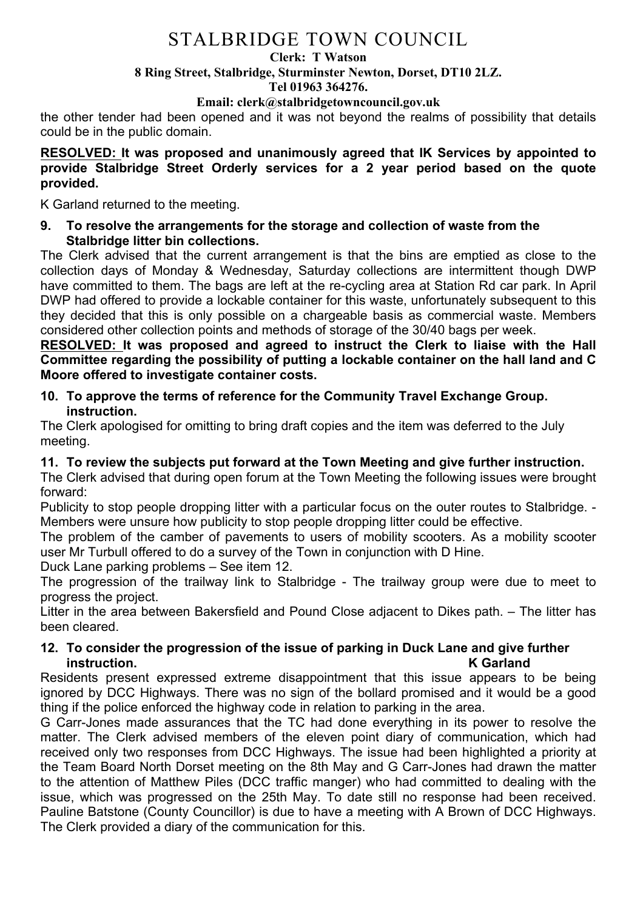the other tender had been opened and it was not beyond the realms of possibility that details could be in the public domain.

**RESOLVED: It was proposed and unanimously agreed that IK Services by appointed to provide Stalbridge Street Orderly services for a 2 year period based on the quote provided.**

K Garland returned to the meeting.

**9. To resolve the arrangements for the storage and collection of waste from the Stalbridge litter bin collections.**

The Clerk advised that the current arrangement is that the bins are emptied as close to the collection days of Monday & Wednesday, Saturday collections are intermittent though DWP have committed to them. The bags are left at the re-cycling area at Station Rd car park. In April DWP had offered to provide a lockable container for this waste, unfortunately subsequent to this they decided that this is only possible on a chargeable basis as commercial waste. Members considered other collection points and methods of storage of the 30/40 bags per week.

**RESOLVED: It was proposed and agreed to instruct the Clerk to liaise with the Hall Committee regarding the possibility of putting a lockable container on the hall land and C Moore offered to investigate container costs.**

**10. To approve the terms of reference for the Community Travel Exchange Group. instruction.**

The Clerk apologised for omitting to bring draft copies and the item was deferred to the July meeting.

**11. To review the subjects put forward at the Town Meeting and give further instruction.**

The Clerk advised that during open forum at the Town Meeting the following issues were brought forward:

Publicity to stop people dropping litter with a particular focus on the outer routes to Stalbridge. - Members were unsure how publicity to stop people dropping litter could be effective.

The problem of the camber of pavements to users of mobility scooters. As a mobility scooter user Mr Turbull offered to do a survey of the Town in conjunction with D Hine.

Duck Lane parking problems – See item 12.

The progression of the trailway link to Stalbridge - The trailway group were due to meet to progress the project.

Litter in the area between Bakersfield and Pound Close adjacent to Dikes path. – The litter has been cleared.

**12. To consider the progression of the issue of parking in Duck Lane and give further instruction. K Garland**

Residents present expressed extreme disappointment that this issue appears to be being ignored by DCC Highways. There was no sign of the bollard promised and it would be a good thing if the police enforced the highway code in relation to parking in the area.

G Carr-Jones made assurances that the TC had done everything in its power to resolve the matter. The Clerk advised members of the eleven point diary of communication, which had received only two responses from DCC Highways. The issue had been highlighted a priority at the Team Board North Dorset meeting on the 8th May and G Carr-Jones had drawn the matter to the attention of Matthew Piles (DCC traffic manger) who had committed to dealing with the issue, which was progressed on the 25th May. To date still no response had been received. Pauline Batstone (County Councillor) is due to have a meeting with A Brown of DCC Highways. The Clerk provided a diary of the communication for this.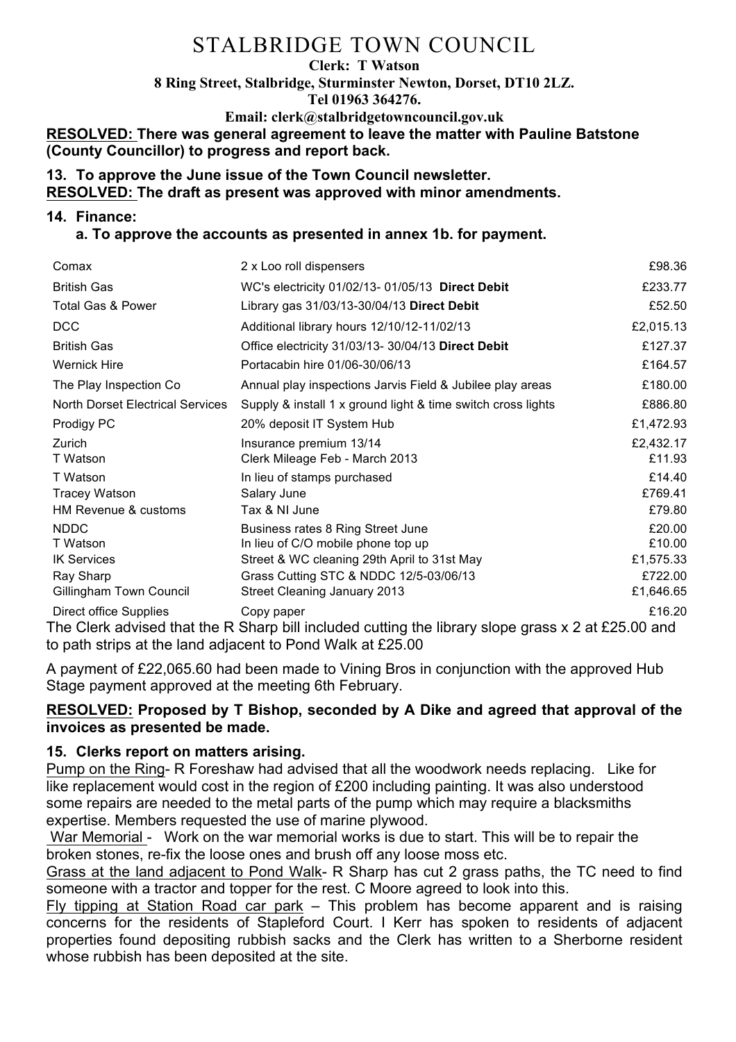# STALBRIDGE TOWN COUNCIL

**Clerk: T Watson**
**8 Ring Street, Stalbridge, Sturminster Newton, Dorset, DT10 2LZ.**
**Tel 01963 364276.**
**Email: clerk@stalbridgetowncouncil.gov.uk**

**RESOLVED: There was general agreement to leave the matter with Pauline Batstone (County Councillor) to progress and report back.**

**13. To approve the June issue of the Town Council newsletter.**
**RESOLVED: The draft as present was approved with minor amendments.**

**14. Finance:**

**a. To approve the accounts as presented in annex 1b. for payment.**

| | | |
|---|---|---|
| Comax | 2 x Loo roll dispensers | £98.36 |
| British Gas | WC's electricity 01/02/13- 01/05/13 **Direct Debit** | £233.77 |
| Total Gas & Power | Library gas 31/03/13-30/04/13 **Direct Debit** | £52.50 |
| DCC | Additional library hours 12/10/12-11/02/13 | £2,015.13 |
| British Gas | Office electricity 31/03/13- 30/04/13 **Direct Debit** | £127.37 |
| Wernick Hire | Portacabin hire 01/06-30/06/13 | £164.57 |
| The Play Inspection Co | Annual play inspections Jarvis Field & Jubilee play areas | £180.00 |
| North Dorset Electrical Services | Supply & install 1 x ground light & time switch cross lights | £886.80 |
| Prodigy PC | 20% deposit IT System Hub | £1,472.93 |
| Zurich | Insurance premium 13/14 | £2,432.17 |
| T Watson | Clerk Mileage Feb - March 2013 | £11.93 |
| T Watson | In lieu of stamps purchased | £14.40 |
| Tracey Watson | Salary June | £769.41 |
| HM Revenue & customs | Tax & NI June | £79.80 |
| NDDC | Business rates 8 Ring Street June | £20.00 |
| T Watson | In lieu of C/O mobile phone top up | £10.00 |
| IK Services | Street & WC cleaning 29th April to 31st May | £1,575.33 |
| Ray Sharp | Grass Cutting STC & NDDC 12/5-03/06/13 | £722.00 |
| Gillingham Town Council | Street Cleaning January 2013 | £1,646.65 |
| Direct office Supplies | Copy paper | £16.20 |

The Clerk advised that the R Sharp bill included cutting the library slope grass x 2 at £25.00 and to path strips at the land adjacent to Pond Walk at £25.00

A payment of £22,065.60 had been made to Vining Bros in conjunction with the approved Hub Stage payment approved at the meeting 6th February.

**RESOLVED: Proposed by T Bishop, seconded by A Dike and agreed that approval of the invoices as presented be made.**

**15. Clerks report on matters arising.**

Pump on the Ring- R Foreshaw had advised that all the woodwork needs replacing. Like for like replacement would cost in the region of £200 including painting. It was also understood some repairs are needed to the metal parts of the pump which may require a blacksmiths expertise. Members requested the use of marine plywood.

War Memorial - Work on the war memorial works is due to start. This will be to repair the broken stones, re-fix the loose ones and brush off any loose moss etc.

Grass at the land adjacent to Pond Walk- R Sharp has cut 2 grass paths, the TC need to find someone with a tractor and topper for the rest. C Moore agreed to look into this.

Fly tipping at Station Road car park – This problem has become apparent and is raising concerns for the residents of Stapleford Court. I Kerr has spoken to residents of adjacent properties found depositing rubbish sacks and the Clerk has written to a Sherborne resident whose rubbish has been deposited at the site.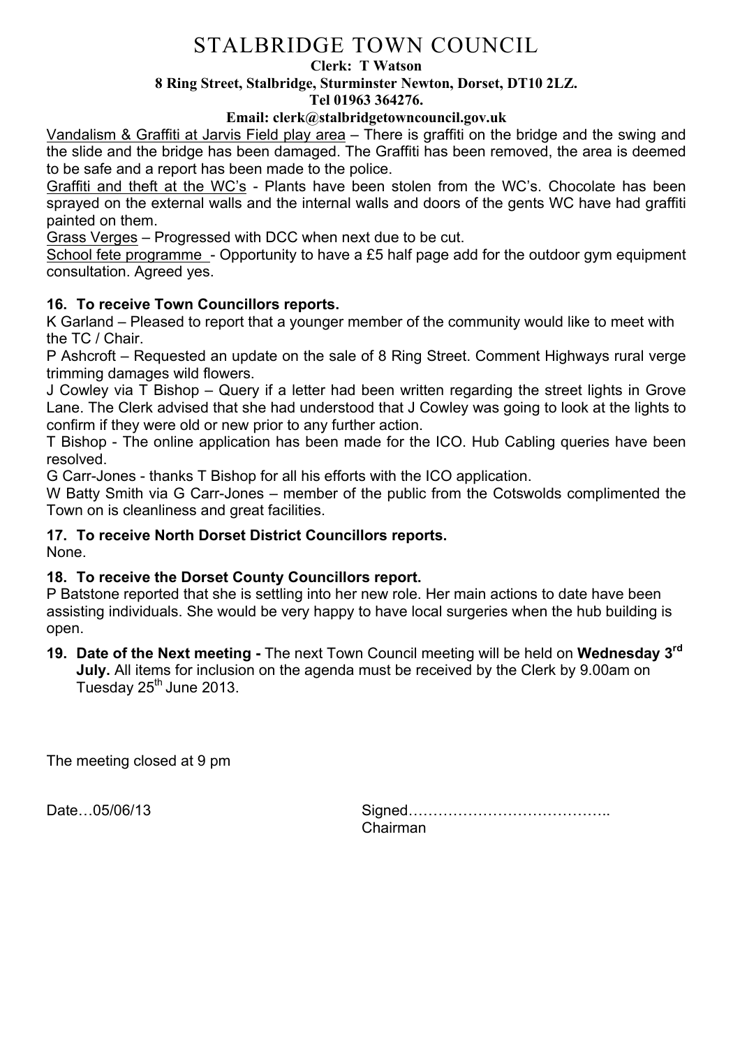# STALBRIDGE TOWN COUNCIL

**Clerk: T Watson**
**8 Ring Street, Stalbridge, Sturminster Newton, Dorset, DT10 2LZ.**
**Tel 01963 364276.**
**Email: clerk@stalbridgetowncouncil.gov.uk**

Vandalism & Graffiti at Jarvis Field play area – There is graffiti on the bridge and the swing and the slide and the bridge has been damaged. The Graffiti has been removed, the area is deemed to be safe and a report has been made to the police.

Graffiti and theft at the WC's - Plants have been stolen from the WC's. Chocolate has been sprayed on the external walls and the internal walls and doors of the gents WC have had graffiti painted on them.

Grass Verges – Progressed with DCC when next due to be cut.

School fete programme - Opportunity to have a £5 half page add for the outdoor gym equipment consultation. Agreed yes.

**16. To receive Town Councillors reports.**

K Garland – Pleased to report that a younger member of the community would like to meet with the TC / Chair.

P Ashcroft – Requested an update on the sale of 8 Ring Street. Comment Highways rural verge trimming damages wild flowers.

J Cowley via T Bishop – Query if a letter had been written regarding the street lights in Grove Lane. The Clerk advised that she had understood that J Cowley was going to look at the lights to confirm if they were old or new prior to any further action.

T Bishop - The online application has been made for the ICO. Hub Cabling queries have been resolved.

G Carr-Jones - thanks T Bishop for all his efforts with the ICO application.

W Batty Smith via G Carr-Jones – member of the public from the Cotswolds complimented the Town on is cleanliness and great facilities.

**17. To receive North Dorset District Councillors reports.**

None.

**18. To receive the Dorset County Councillors report.**

P Batstone reported that she is settling into her new role. Her main actions to date have been assisting individuals. She would be very happy to have local surgeries when the hub building is open.

**19. Date of the Next meeting -** The next Town Council meeting will be held on **Wednesday 3rd July.** All items for inclusion on the agenda must be received by the Clerk by 9.00am on Tuesday 25th June 2013.

The meeting closed at 9 pm

Date…05/06/13

Signed…………………………………..
Chairman